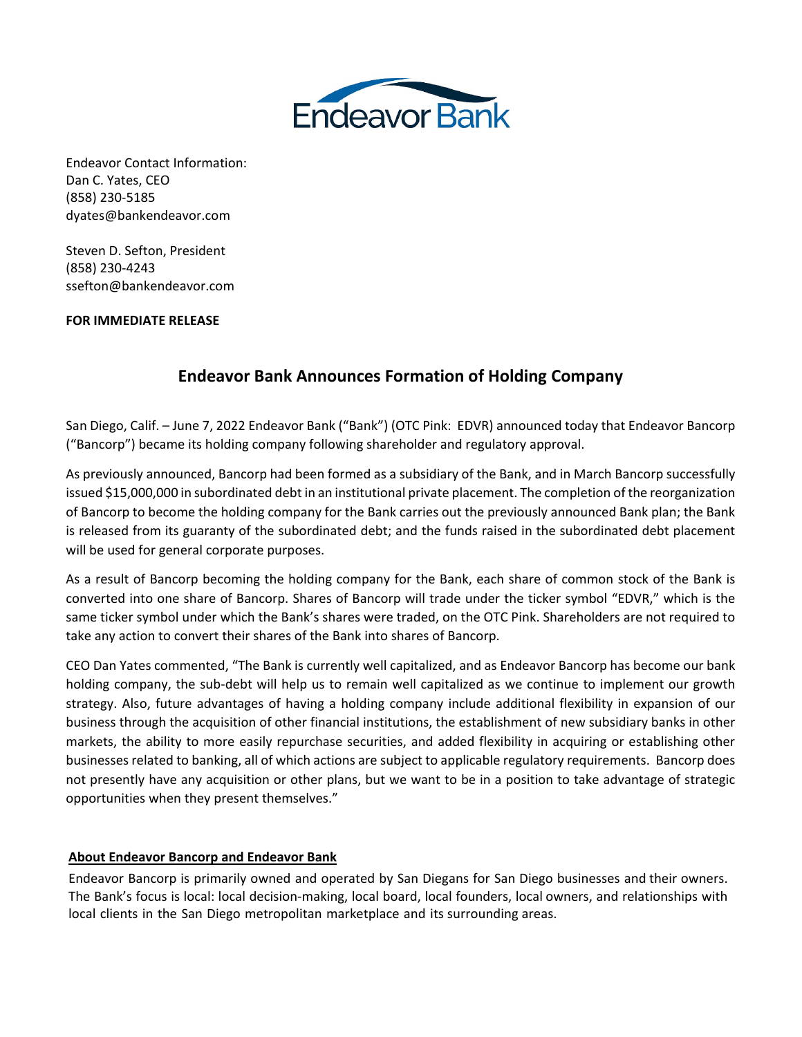Endeavor Bank

Endeavor Contact Information:
Dan C. Yates, CEO
(858) 230-5185
dyates@bankendeavor.com

Steven D. Sefton, President
(858) 230-4243
ssefton@bankendeavor.com

**FOR IMMEDIATE RELEASE**

## Endeavor Bank Announces Formation of Holding Company

San Diego, Calif. – June 7, 2022 Endeavor Bank ("Bank") (OTC Pink: EDVR) announced today that Endeavor Bancorp ("Bancorp") became its holding company following shareholder and regulatory approval.

As previously announced, Bancorp had been formed as a subsidiary of the Bank, and in March Bancorp successfully issued $15,000,000 in subordinated debt in an institutional private placement. The completion of the reorganization of Bancorp to become the holding company for the Bank carries out the previously announced Bank plan; the Bank is released from its guaranty of the subordinated debt; and the funds raised in the subordinated debt placement will be used for general corporate purposes.

As a result of Bancorp becoming the holding company for the Bank, each share of common stock of the Bank is converted into one share of Bancorp. Shares of Bancorp will trade under the ticker symbol "EDVR," which is the same ticker symbol under which the Bank's shares were traded, on the OTC Pink. Shareholders are not required to take any action to convert their shares of the Bank into shares of Bancorp.

CEO Dan Yates commented, "The Bank is currently well capitalized, and as Endeavor Bancorp has become our bank holding company, the sub-debt will help us to remain well capitalized as we continue to implement our growth strategy. Also, future advantages of having a holding company include additional flexibility in expansion of our business through the acquisition of other financial institutions, the establishment of new subsidiary banks in other markets, the ability to more easily repurchase securities, and added flexibility in acquiring or establishing other businesses related to banking, all of which actions are subject to applicable regulatory requirements. Bancorp does not presently have any acquisition or other plans, but we want to be in a position to take advantage of strategic opportunities when they present themselves."

**About Endeavor Bancorp and Endeavor Bank**

Endeavor Bancorp is primarily owned and operated by San Diegans for San Diego businesses and their owners. The Bank's focus is local: local decision-making, local board, local founders, local owners, and relationships with local clients in the San Diego metropolitan marketplace and its surrounding areas.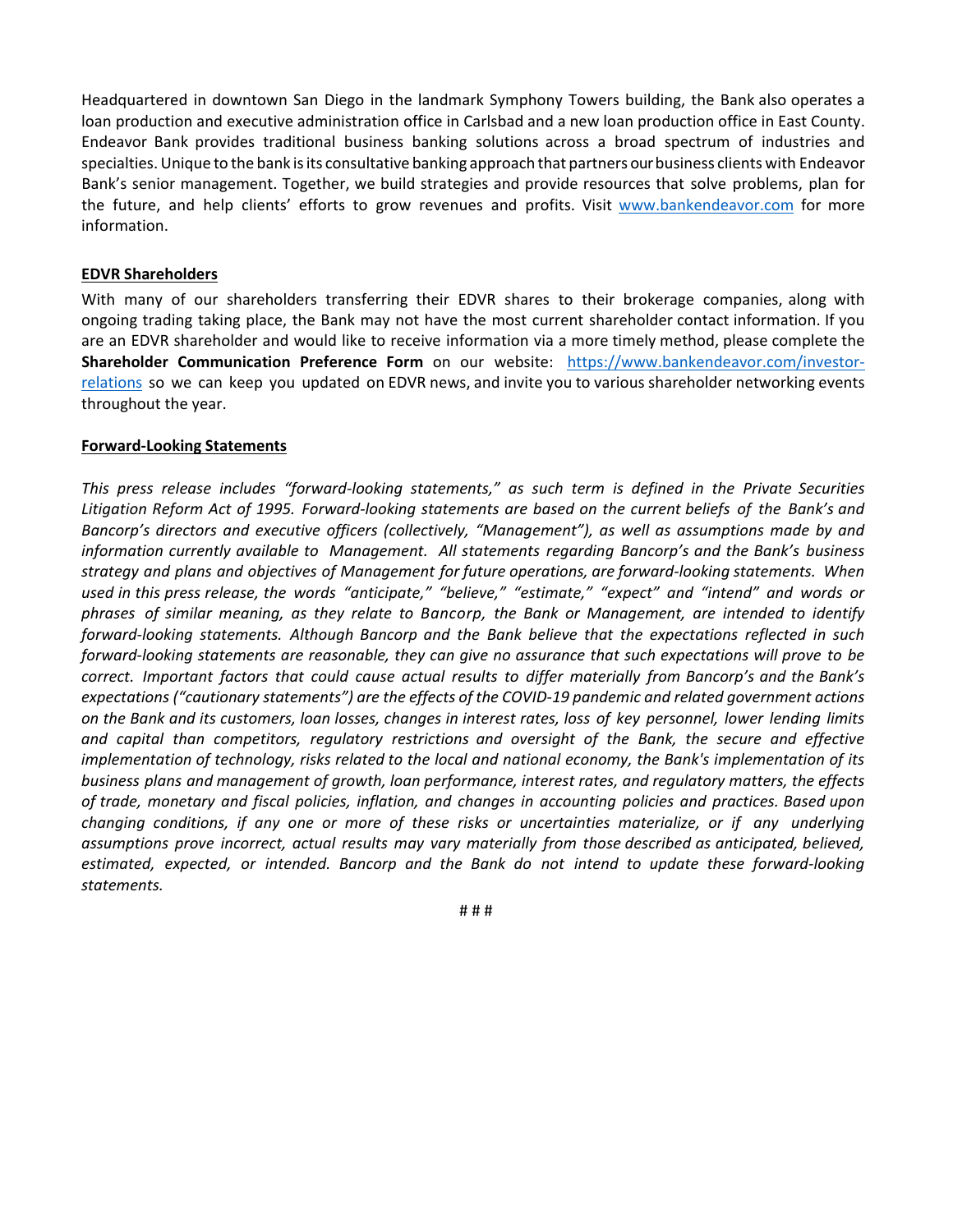Headquartered in downtown San Diego in the landmark Symphony Towers building, the Bank also operates a loan production and executive administration office in Carlsbad and a new loan production office in East County. Endeavor Bank provides traditional business banking solutions across a broad spectrum of industries and specialties. Unique to the bank is its consultative banking approach that partners our business clients with Endeavor Bank's senior management. Together, we build strategies and provide resources that solve problems, plan for the future, and help clients' efforts to grow revenues and profits. Visit [www.bankendeavor.com](http://www.bankendeavor.com) for more information.

**EDVR Shareholders**

With many of our shareholders transferring their EDVR shares to their brokerage companies, along with ongoing trading taking place, the Bank may not have the most current shareholder contact information. If you are an EDVR shareholder and would like to receive information via a more timely method, please complete the **Shareholder Communication Preference Form** on our website: [https://www.bankendeavor.com/investor-relations](https://www.bankendeavor.com/investor-relations) so we can keep you updated on EDVR news, and invite you to various shareholder networking events throughout the year.

**Forward-Looking Statements**

*This press release includes "forward-looking statements," as such term is defined in the Private Securities Litigation Reform Act of 1995. Forward-looking statements are based on the current beliefs of the Bank's and Bancorp's directors and executive officers (collectively, "Management"), as well as assumptions made by and information currently available to Management. All statements regarding Bancorp's and the Bank's business strategy and plans and objectives of Management for future operations, are forward-looking statements. When used in this press release, the words "anticipate," "believe," "estimate," "expect" and "intend" and words or phrases of similar meaning, as they relate to Bancorp, the Bank or Management, are intended to identify forward-looking statements. Although Bancorp and the Bank believe that the expectations reflected in such forward-looking statements are reasonable, they can give no assurance that such expectations will prove to be correct. Important factors that could cause actual results to differ materially from Bancorp's and the Bank's expectations ("cautionary statements") are the effects of the COVID-19 pandemic and related government actions on the Bank and its customers, loan losses, changes in interest rates, loss of key personnel, lower lending limits and capital than competitors, regulatory restrictions and oversight of the Bank, the secure and effective implementation of technology, risks related to the local and national economy, the Bank's implementation of its business plans and management of growth, loan performance, interest rates, and regulatory matters, the effects of trade, monetary and fiscal policies, inflation, and changes in accounting policies and practices. Based upon changing conditions, if any one or more of these risks or uncertainties materialize, or if any underlying assumptions prove incorrect, actual results may vary materially from those described as anticipated, believed, estimated, expected, or intended. Bancorp and the Bank do not intend to update these forward-looking statements.*

# # #